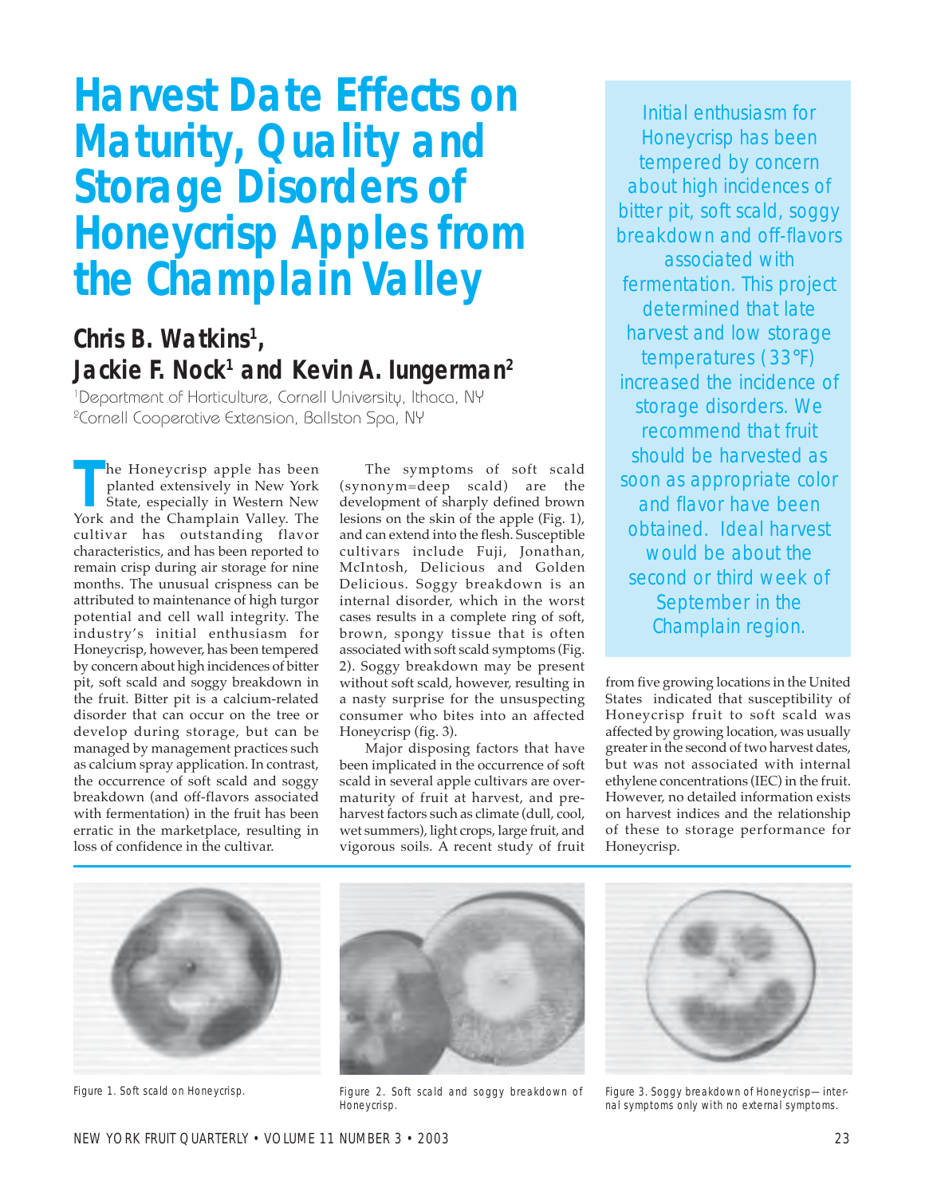# Harvest Date Effects on Maturity, Quality and Storage Disorders of Honeycrisp Apples from the Champlain Valley

**Chris B. Watkins[1], Jackie F. Nock[1] and Kevin A. Iungerman[2]**

[1]Department of Horticulture, Cornell University, Ithaca, NY
[2]Cornell Cooperative Extension, Ballston Spa, NY

Initial enthusiasm for Honeycrisp has been tempered by concern about high incidences of bitter pit, soft scald, soggy breakdown and off-flavors associated with fermentation. This project determined that late harvest and low storage temperatures (33°F) increased the incidence of storage disorders. We recommend that fruit should be harvested as soon as appropriate color and flavor have been obtained. Ideal harvest would be about the second or third week of September in the Champlain region.

The Honeycrisp apple has been planted extensively in New York State, especially in Western New York and the Champlain Valley. The cultivar has outstanding flavor characteristics, and has been reported to remain crisp during air storage for nine months. The unusual crispness can be attributed to maintenance of high turgor potential and cell wall integrity. The industry's initial enthusiasm for Honeycrisp, however, has been tempered by concern about high incidences of bitter pit, soft scald and soggy breakdown in the fruit. Bitter pit is a calcium-related disorder that can occur on the tree or develop during storage, but can be managed by management practices such as calcium spray application. In contrast, the occurrence of soft scald and soggy breakdown (and off-flavors associated with fermentation) in the fruit has been erratic in the marketplace, resulting in loss of confidence in the cultivar.

The symptoms of soft scald (synonym=deep scald) are the development of sharply defined brown lesions on the skin of the apple (Fig. 1), and can extend into the flesh. Susceptible cultivars include Fuji, Jonathan, McIntosh, Delicious and Golden Delicious. Soggy breakdown is an internal disorder, which in the worst cases results in a complete ring of soft, brown, spongy tissue that is often associated with soft scald symptoms (Fig. 2). Soggy breakdown may be present without soft scald, however, resulting in a nasty surprise for the unsuspecting consumer who bites into an affected Honeycrisp (fig. 3).

Major disposing factors that have been implicated in the occurrence of soft scald in several apple cultivars are over-maturity of fruit at harvest, and pre-harvest factors such as climate (dull, cool, wet summers), light crops, large fruit, and vigorous soils. A recent study of fruit from five growing locations in the United States indicated that susceptibility of Honeycrisp fruit to soft scald was affected by growing location, was usually greater in the second of two harvest dates, but was not associated with internal ethylene concentrations (IEC) in the fruit. However, no detailed information exists on harvest indices and the relationship of these to storage performance for Honeycrisp.

Figure 1. Soft scald on Honeycrisp.

Figure 2. Soft scald and soggy breakdown of Honeycrisp.

Figure 3. Soggy breakdown of Honeycrisp—internal symptoms only with no external symptoms.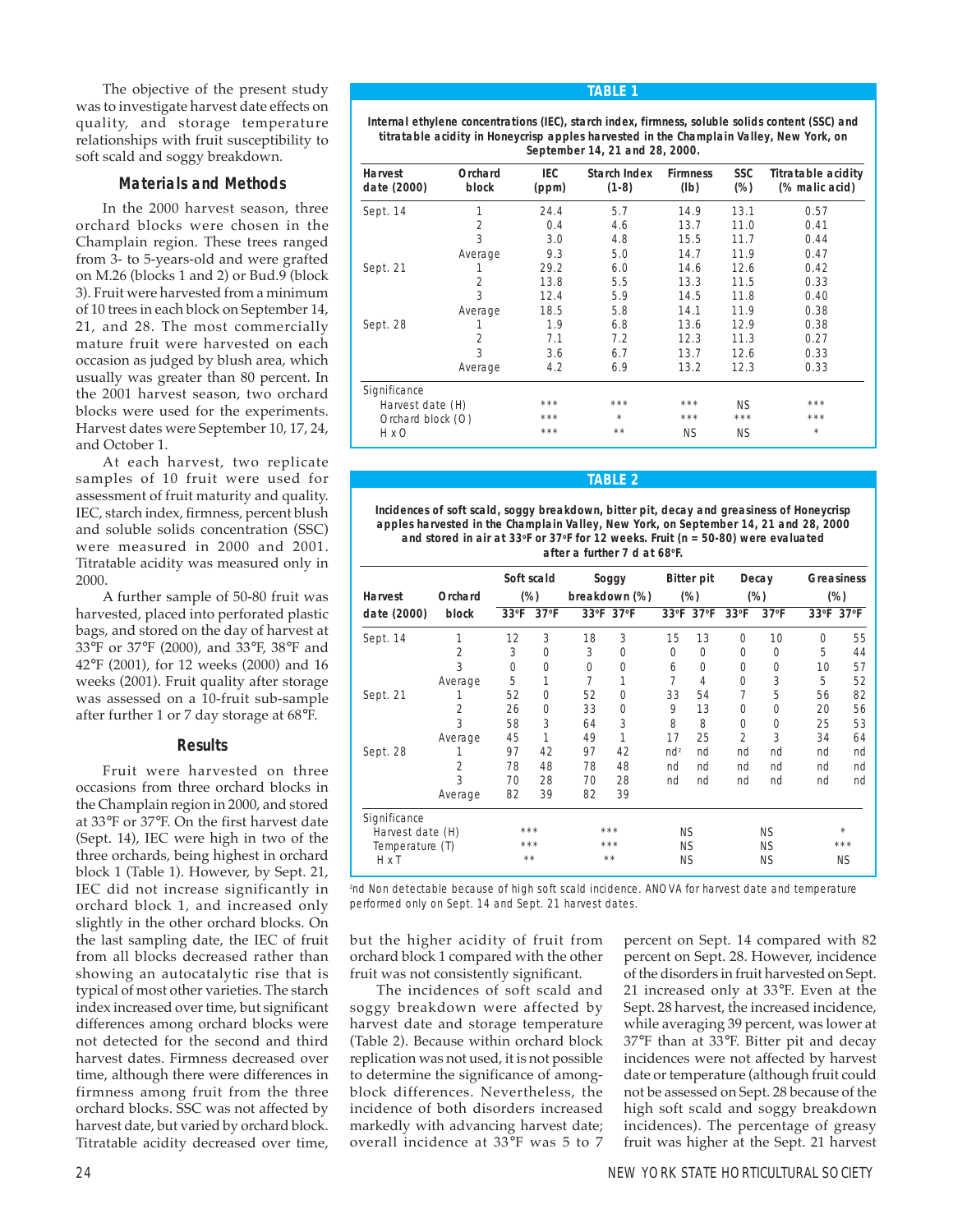The objective of the present study was to investigate harvest date effects on quality, and storage temperature relationships with fruit susceptibility to soft scald and soggy breakdown.

## Materials and Methods

In the 2000 harvest season, three orchard blocks were chosen in the Champlain region. These trees ranged from 3- to 5-years-old and were grafted on M.26 (blocks 1 and 2) or Bud.9 (block 3). Fruit were harvested from a minimum of 10 trees in each block on September 14, 21, and 28. The most commercially mature fruit were harvested on each occasion as judged by blush area, which usually was greater than 80 percent. In the 2001 harvest season, two orchard blocks were used for the experiments. Harvest dates were September 10, 17, 24, and October 1.

At each harvest, two replicate samples of 10 fruit were used for assessment of fruit maturity and quality. IEC, starch index, firmness, percent blush and soluble solids concentration (SSC) were measured in 2000 and 2001. Titratable acidity was measured only in 2000.

A further sample of 50-80 fruit was harvested, placed into perforated plastic bags, and stored on the day of harvest at 33°F or 37°F (2000), and 33°F, 38°F and 42°F (2001), for 12 weeks (2000) and 16 weeks (2001). Fruit quality after storage was assessed on a 10-fruit sub-sample after further 1 or 7 day storage at 68°F.

## Results

Fruit were harvested on three occasions from three orchard blocks in the Champlain region in 2000, and stored at 33°F or 37°F. On the first harvest date (Sept. 14), IEC were high in two of the three orchards, being highest in orchard block 1 (Table 1). However, by Sept. 21, IEC did not increase significantly in orchard block 1, and increased only slightly in the other orchard blocks. On the last sampling date, the IEC of fruit from all blocks decreased rather than showing an autocatalytic rise that is typical of most other varieties. The starch index increased over time, but significant differences among orchard blocks were not detected for the second and third harvest dates. Firmness decreased over time, although there were differences in firmness among fruit from the three orchard blocks. SSC was not affected by harvest date, but varied by orchard block. Titratable acidity decreased over time, but the higher acidity of fruit from orchard block 1 compared with the other fruit was not consistently significant.

The incidences of soft scald and soggy breakdown were affected by harvest date and storage temperature (Table 2). Because within orchard block replication was not used, it is not possible to determine the significance of among-block differences. Nevertheless, the incidence of both disorders increased markedly with advancing harvest date; overall incidence at 33°F was 5 to 7 percent on Sept. 14 compared with 82 percent on Sept. 28. However, incidence of the disorders in fruit harvested on Sept. 21 increased only at 33°F. Even at the Sept. 28 harvest, the increased incidence, while averaging 39 percent, was lower at 37°F than at 33°F. Bitter pit and decay incidences were not affected by harvest date or temperature (although fruit could not be assessed on Sept. 28 because of the high soft scald and soggy breakdown incidences). The percentage of greasy fruit was higher at the Sept. 21 harvest

**TABLE 1**

**Internal ethylene concentrations (IEC), starch index, firmness, soluble solids content (SSC) and titratable acidity in Honeycrisp apples harvested in the Champlain Valley, New York, on September 14, 21 and 28, 2000.**

| Harvest date (2000) | Orchard block | IEC (ppm) | Starch Index (1-8) | Firmness (lb) | SSC (%) | Titratable acidity (% malic acid) |
|---|---|---|---|---|---|---|
| Sept. 14 | 1 | 24.4 | 5.7 | 14.9 | 13.1 | 0.57 |
| | 2 | 0.4 | 4.6 | 13.7 | 11.0 | 0.41 |
| | 3 | 3.0 | 4.8 | 15.5 | 11.7 | 0.44 |
| | Average | 9.3 | 5.0 | 14.7 | 11.9 | 0.47 |
| Sept. 21 | 1 | 29.2 | 6.0 | 14.6 | 12.6 | 0.42 |
| | 2 | 13.8 | 5.5 | 13.3 | 11.5 | 0.33 |
| | 3 | 12.4 | 5.9 | 14.5 | 11.8 | 0.40 |
| | Average | 18.5 | 5.8 | 14.1 | 11.9 | 0.38 |
| Sept. 28 | 1 | 1.9 | 6.8 | 13.6 | 12.9 | 0.38 |
| | 2 | 7.1 | 7.2 | 12.3 | 11.3 | 0.27 |
| | 3 | 3.6 | 6.7 | 13.7 | 12.6 | 0.33 |
| | Average | 4.2 | 6.9 | 13.2 | 12.3 | 0.33 |
| Significance | | | | | | |
| Harvest date (H) | | *** | *** | *** | NS | *** |
| Orchard block (O) | | *** | * | *** | *** | *** |
| H x O | | *** | ** | NS | NS | * |

**TABLE 2**

**Incidences of soft scald, soggy breakdown, bitter pit, decay and greasiness of Honeycrisp apples harvested in the Champlain Valley, New York, on September 14, 21 and 28, 2000 and stored in air at 33°F or 37°F for 12 weeks. Fruit (n = 50-80) were evaluated after a further 7 d at 68°F.**

| Harvest date (2000) | Orchard block | Soft scald (%) 33°F | Soft scald (%) 37°F | Soggy breakdown (%) 33°F | Soggy breakdown (%) 37°F | Bitter pit (%) 33°F | Bitter pit (%) 37°F | Decay (%) 33°F | Decay (%) 37°F | Greasiness (%) 33°F | Greasiness (%) 37°F |
|---|---|---|---|---|---|---|---|---|---|---|---|
| Sept. 14 | 1 | 12 | 3 | 18 | 3 | 15 | 13 | 0 | 10 | 0 | 55 |
| | 2 | 3 | 0 | 3 | 0 | 0 | 0 | 0 | 0 | 5 | 44 |
| | 3 | 0 | 0 | 0 | 0 | 6 | 0 | 0 | 0 | 10 | 57 |
| | Average | 5 | 1 | 7 | 1 | 7 | 4 | 0 | 3 | 5 | 52 |
| Sept. 21 | 1 | 52 | 0 | 52 | 0 | 33 | 54 | 7 | 5 | 56 | 82 |
| | 2 | 26 | 0 | 33 | 0 | 9 | 13 | 0 | 0 | 20 | 56 |
| | 3 | 58 | 3 | 64 | 3 | 8 | 8 | 0 | 0 | 25 | 53 |
| | Average | 45 | 1 | 49 | 1 | 17 | 25 | 2 | 3 | 34 | 64 |
| Sept. 28 | 1 | 97 | 42 | 97 | 42 | nd[z] | nd | nd | nd | nd | nd |
| | 2 | 78 | 48 | 78 | 48 | nd | nd | nd | nd | nd | nd |
| | 3 | 70 | 28 | 70 | 28 | nd | nd | nd | nd | nd | nd |
| | Average | 82 | 39 | 82 | 39 | | | | | | |
| Significance | | | | | | | | | | | |
| Harvest date (H) | | *** | | *** | | NS | | NS | | * | |
| Temperature (T) | | *** | | *** | | NS | | NS | | *** | |
| H x T | | ** | | ** | | NS | | NS | | NS | |

[z]nd Non detectable because of high soft scald incidence. ANOVA for harvest date and temperature performed only on Sept. 14 and Sept. 21 harvest dates.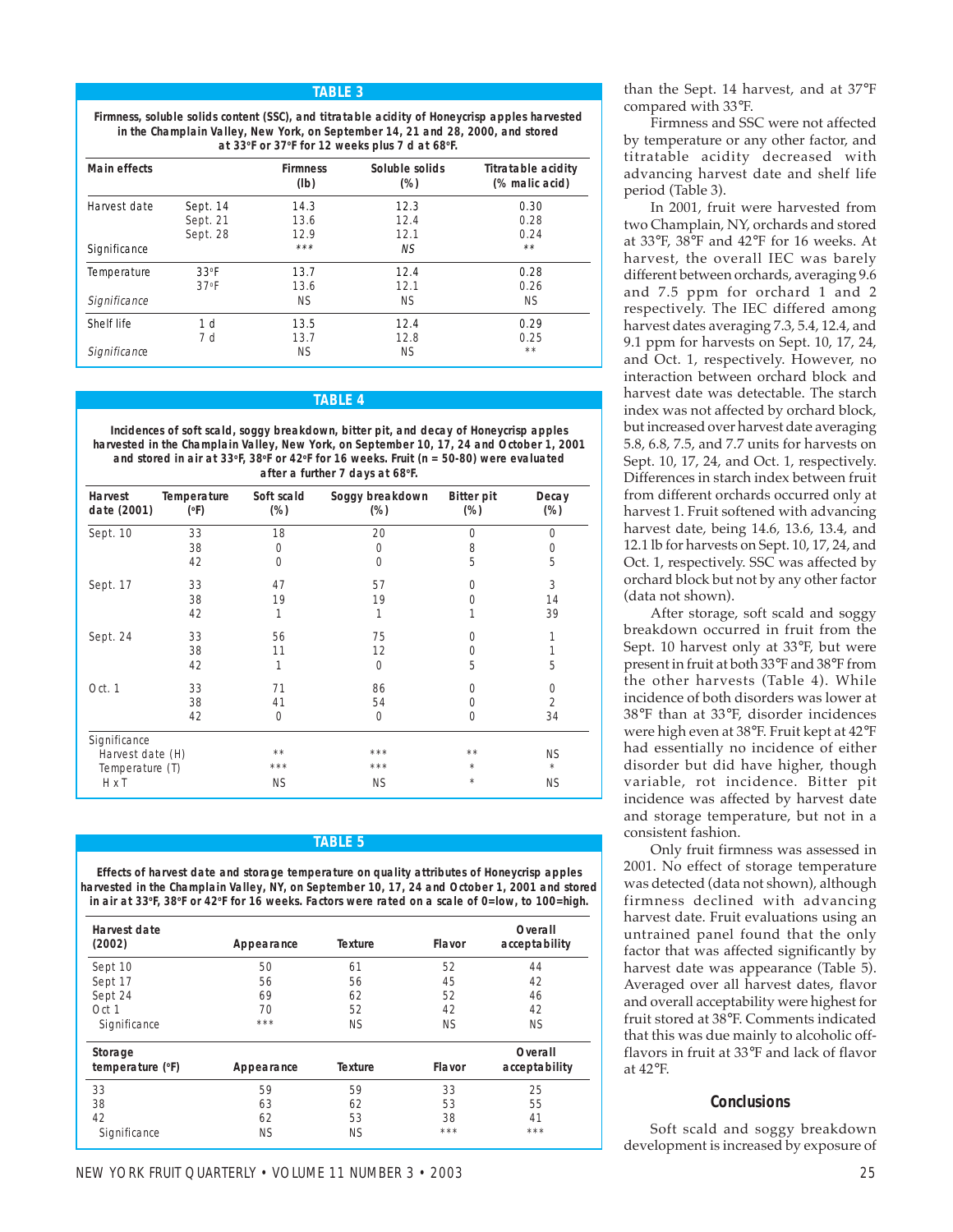**TABLE 3**

**Firmness, soluble solids content (SSC), and titratable acidity of Honeycrisp apples harvested in the Champlain Valley, New York, on September 14, 21 and 28, 2000, and stored at 33°F or 37°F for 12 weeks plus 7 d at 68°F.**

| Main effects | | Firmness (lb) | Soluble solids (%) | Titratable acidity (% malic acid) |
|---|---|---|---|---|
| Harvest date | Sept. 14 | 14.3 | 12.3 | 0.30 |
| | Sept. 21 | 13.6 | 12.4 | 0.28 |
| | Sept. 28 | 12.9 | 12.1 | 0.24 |
| Significance | | *** | *NS* | ** |
| Temperature | 33°F | 13.7 | 12.4 | 0.28 |
| | 37°F | 13.6 | 12.1 | 0.26 |
| *Significance* | | NS | NS | NS |
| Shelf life | 1 d | 13.5 | 12.4 | 0.29 |
| | 7 d | 13.7 | 12.8 | 0.25 |
| *Significance* | | NS | NS | ** |

**TABLE 4**

**Incidences of soft scald, soggy breakdown, bitter pit, and decay of Honeycrisp apples harvested in the Champlain Valley, New York, on September 10, 17, 24 and October 1, 2001 and stored in air at 33°F, 38°F or 42°F for 16 weeks. Fruit (n = 50-80) were evaluated after a further 7 days at 68°F.**

| Harvest date (2001) | Temperature (°F) | Soft scald (%) | Soggy breakdown (%) | Bitter pit (%) | Decay (%) |
|---|---|---|---|---|---|
| Sept. 10 | 33 | 18 | 20 | 0 | 0 |
| | 38 | 0 | 0 | 8 | 0 |
| | 42 | 0 | 0 | 5 | 5 |
| Sept. 17 | 33 | 47 | 57 | 0 | 3 |
| | 38 | 19 | 19 | 0 | 14 |
| | 42 | 1 | 1 | 1 | 39 |
| Sept. 24 | 33 | 56 | 75 | 0 | 1 |
| | 38 | 11 | 12 | 0 | 1 |
| | 42 | 1 | 0 | 5 | 5 |
| Oct. 1 | 33 | 71 | 86 | 0 | 0 |
| | 38 | 41 | 54 | 0 | 2 |
| | 42 | 0 | 0 | 0 | 34 |
| Significance | | | | | |
| Harvest date (H) | | ** | *** | ** | NS |
| Temperature (T) | | *** | *** | * | * |
| H x T | | NS | NS | * | NS |

**TABLE 5**

**Effects of harvest date and storage temperature on quality attributes of Honeycrisp apples harvested in the Champlain Valley, NY, on September 10, 17, 24 and October 1, 2001 and stored in air at 33°F, 38°F or 42°F for 16 weeks. Factors were rated on a scale of 0=low, to 100=high.**

| Harvest date (2002) | Appearance | Texture | Flavor | Overall acceptability |
|---|---|---|---|---|
| Sept 10 | 50 | 61 | 52 | 44 |
| Sept 17 | 56 | 56 | 45 | 42 |
| Sept 24 | 69 | 62 | 52 | 46 |
| Oct 1 | 70 | 52 | 42 | 42 |
| Significance | *** | NS | NS | NS |
| **Storage temperature (°F)** | **Appearance** | **Texture** | **Flavor** | **Overall acceptability** |
| 33 | 59 | 59 | 33 | 25 |
| 38 | 63 | 62 | 53 | 55 |
| 42 | 62 | 53 | 38 | 41 |
| Significance | NS | NS | *** | *** |

than the Sept. 14 harvest, and at 37°F compared with 33°F.

Firmness and SSC were not affected by temperature or any other factor, and titratable acidity decreased with advancing harvest date and shelf life period (Table 3).

In 2001, fruit were harvested from two Champlain, NY, orchards and stored at 33°F, 38°F and 42°F for 16 weeks. At harvest, the overall IEC was barely different between orchards, averaging 9.6 and 7.5 ppm for orchard 1 and 2 respectively. The IEC differed among harvest dates averaging 7.3, 5.4, 12.4, and 9.1 ppm for harvests on Sept. 10, 17, 24, and Oct. 1, respectively. However, no interaction between orchard block and harvest date was detectable. The starch index was not affected by orchard block, but increased over harvest date averaging 5.8, 6.8, 7.5, and 7.7 units for harvests on Sept. 10, 17, 24, and Oct. 1, respectively. Differences in starch index between fruit from different orchards occurred only at harvest 1. Fruit softened with advancing harvest date, being 14.6, 13.6, 13.4, and 12.1 lb for harvests on Sept. 10, 17, 24, and Oct. 1, respectively. SSC was affected by orchard block but not by any other factor (data not shown).

After storage, soft scald and soggy breakdown occurred in fruit from the Sept. 10 harvest only at 33°F, but were present in fruit at both 33°F and 38°F from the other harvests (Table 4). While incidence of both disorders was lower at 38°F than at 33°F, disorder incidences were high even at 38°F. Fruit kept at 42°F had essentially no incidence of either disorder but did have higher, though variable, rot incidence. Bitter pit incidence was affected by harvest date and storage temperature, but not in a consistent fashion.

Only fruit firmness was assessed in 2001. No effect of storage temperature was detected (data not shown), although firmness declined with advancing harvest date. Fruit evaluations using an untrained panel found that the only factor that was affected significantly by harvest date was appearance (Table 5). Averaged over all harvest dates, flavor and overall acceptability were highest for fruit stored at 38°F. Comments indicated that this was due mainly to alcoholic off-flavors in fruit at 33°F and lack of flavor at 42°F.

## Conclusions

Soft scald and soggy breakdown development is increased by exposure of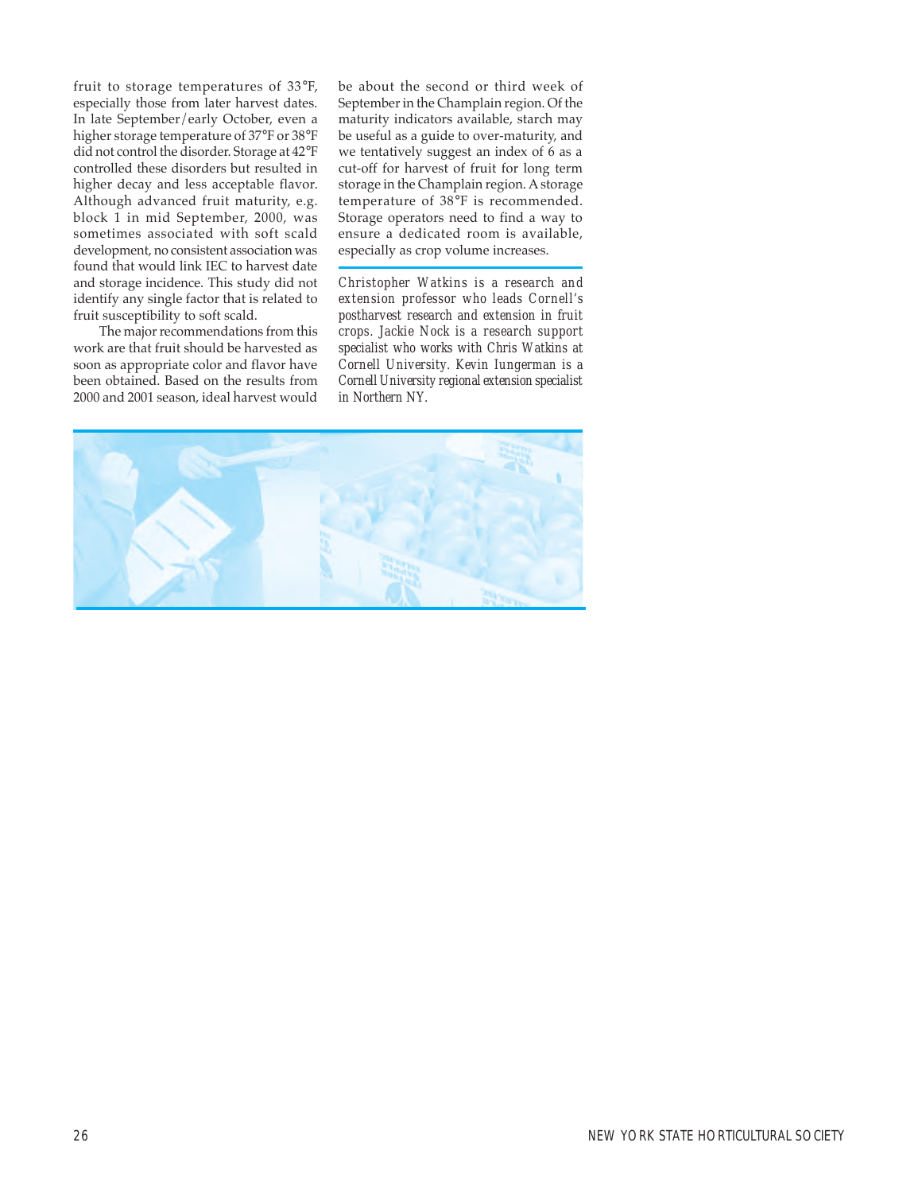fruit to storage temperatures of 33°F, especially those from later harvest dates. In late September/early October, even a higher storage temperature of 37°F or 38°F did not control the disorder. Storage at 42°F controlled these disorders but resulted in higher decay and less acceptable flavor. Although advanced fruit maturity, e.g. block 1 in mid September, 2000, was sometimes associated with soft scald development, no consistent association was found that would link IEC to harvest date and storage incidence. This study did not identify any single factor that is related to fruit susceptibility to soft scald.

The major recommendations from this work are that fruit should be harvested as soon as appropriate color and flavor have been obtained. Based on the results from 2000 and 2001 season, ideal harvest would be about the second or third week of September in the Champlain region. Of the maturity indicators available, starch may be useful as a guide to over-maturity, and we tentatively suggest an index of 6 as a cut-off for harvest of fruit for long term storage in the Champlain region. A storage temperature of 38°F is recommended. Storage operators need to find a way to ensure a dedicated room is available, especially as crop volume increases.

---

*Christopher Watkins is a research and extension professor who leads Cornell's postharvest research and extension in fruit crops. Jackie Nock is a research support specialist who works with Chris Watkins at Cornell University. Kevin Iungerman is a Cornell University regional extension specialist in Northern NY.*